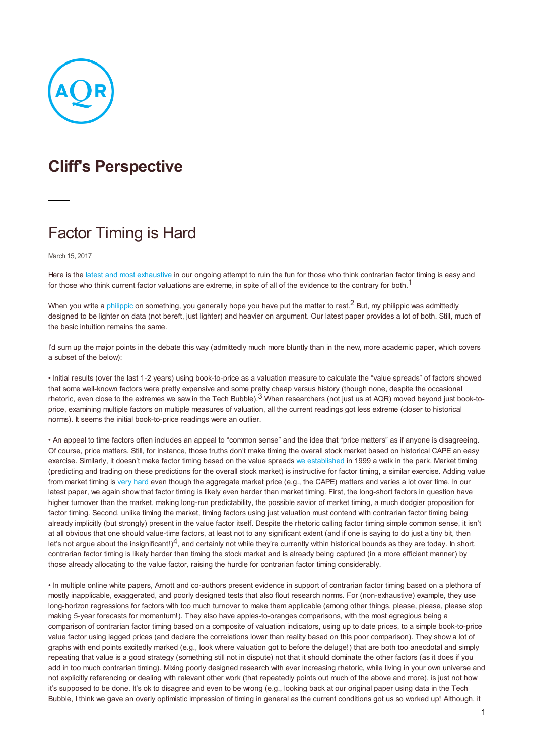AQR

# Cliff's Perspective

## Factor Timing is Hard

March 15, 2017

Here is the latest and most exhaustive in our ongoing attempt to ruin the fun for those who think contrarian factor timing is easy and for those who think current factor valuations are extreme, in spite of all of the evidence to the contrary for both.[1]

When you write a philippic on something, you generally hope you have put the matter to rest.[2] But, my philippic was admittedly designed to be lighter on data (not bereft, just lighter) and heavier on argument. Our latest paper provides a lot of both. Still, much of the basic intuition remains the same.

I'd sum up the major points in the debate this way (admittedly much more bluntly than in the new, more academic paper, which covers a subset of the below):

• Initial results (over the last 1-2 years) using book-to-price as a valuation measure to calculate the "value spreads" of factors showed that some well-known factors were pretty expensive and some pretty cheap versus history (though none, despite the occasional rhetoric, even close to the extremes we saw in the Tech Bubble).[3] When researchers (not just us at AQR) moved beyond just book-to-price, examining multiple factors on multiple measures of valuation, all the current readings got less extreme (closer to historical norms). It seems the initial book-to-price readings were an outlier.

• An appeal to time factors often includes an appeal to "common sense" and the idea that "price matters" as if anyone is disagreeing. Of course, price matters. Still, for instance, those truths don't make timing the overall stock market based on historical CAPE an easy exercise. Similarly, it doesn't make factor timing based on the value spreads we established in 1999 a walk in the park. Market timing (predicting and trading on these predictions for the overall stock market) is instructive for factor timing, a similar exercise. Adding value from market timing is very hard even though the aggregate market price (e.g., the CAPE) matters and varies a lot over time. In our latest paper, we again show that factor timing is likely even harder than market timing. First, the long-short factors in question have higher turnover than the market, making long-run predictability, the possible savior of market timing, a much dodgier proposition for factor timing. Second, unlike timing the market, timing factors using just valuation must contend with contrarian factor timing being already implicitly (but strongly) present in the value factor itself. Despite the rhetoric calling factor timing simple common sense, it isn't at all obvious that one should value-time factors, at least not to any significant extent (and if one is saying to do just a tiny bit, then let's not argue about the insignificant!)[4], and certainly not while they're currently within historical bounds as they are today. In short, contrarian factor timing is likely harder than timing the stock market and is already being captured (in a more efficient manner) by those already allocating to the value factor, raising the hurdle for contrarian factor timing considerably.

• In multiple online white papers, Arnott and co-authors present evidence in support of contrarian factor timing based on a plethora of mostly inapplicable, exaggerated, and poorly designed tests that also flout research norms. For (non-exhaustive) example, they use long-horizon regressions for factors with too much turnover to make them applicable (among other things, please, please, please stop making 5-year forecasts for momentum!). They also have apples-to-oranges comparisons, with the most egregious being a comparison of contrarian factor timing based on a composite of valuation indicators, using up to date prices, to a simple book-to-price value factor using lagged prices (and declare the correlations lower than reality based on this poor comparison). They show a lot of graphs with end points excitedly marked (e.g., look where valuation got to before the deluge!) that are both too anecdotal and simply repeating that value is a good strategy (something still not in dispute) not that it should dominate the other factors (as it does if you add in too much contrarian timing). Mixing poorly designed research with ever increasing rhetoric, while living in your own universe and not explicitly referencing or dealing with relevant other work (that repeatedly points out much of the above and more), is just not how it's supposed to be done. It's ok to disagree and even to be wrong (e.g., looking back at our original paper using data in the Tech Bubble, I think we gave an overly optimistic impression of timing in general as the current conditions got us so worked up! Although, it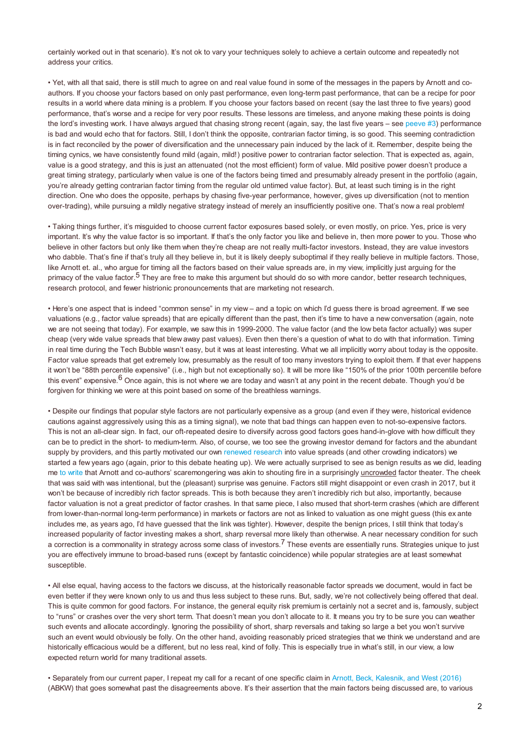certainly worked out in that scenario). It's not ok to vary your techniques solely to achieve a certain outcome and repeatedly not address your critics.

• Yet, with all that said, there is still much to agree on and real value found in some of the messages in the papers by Arnott and co-authors. If you choose your factors based on only past performance, even long-term past performance, that can be a recipe for poor results in a world where data mining is a problem. If you choose your factors based on recent (say the last three to five years) good performance, that's worse and a recipe for very poor results. These lessons are timeless, and anyone making these points is doing the lord's investing work. I have always argued that chasing strong recent (again, say, the last five years – see peeve #3) performance is bad and would echo that for factors. Still, I don't think the opposite, contrarian factor timing, is so good. This seeming contradiction is in fact reconciled by the power of diversification and the unnecessary pain induced by the lack of it. Remember, despite being the timing cynics, we have consistently found mild (again, mild!) positive power to contrarian factor selection. That is expected as, again, value is a good strategy, and this is just an attenuated (not the most efficient) form of value. Mild positive power doesn't produce a great timing strategy, particularly when value is one of the factors being timed and presumably already present in the portfolio (again, you're already getting contrarian factor timing from the regular old untimed value factor). But, at least such timing is in the right direction. One who does the opposite, perhaps by chasing five-year performance, however, gives up diversification (not to mention over-trading), while pursuing a mildly negative strategy instead of merely an insufficiently positive one. That's now a real problem!

• Taking things further, it's misguided to choose current factor exposures based solely, or even mostly, on price. Yes, price is very important. It's why the value factor is so important. If that's the only factor you like and believe in, then more power to you. Those who believe in other factors but only like them when they're cheap are not really multi-factor investors. Instead, they are value investors who dabble. That's fine if that's truly all they believe in, but it is likely deeply suboptimal if they really believe in multiple factors. Those, like Arnott et. al., who argue for timing all the factors based on their value spreads are, in my view, implicitly just arguing for the primacy of the value factor.[5] They are free to make this argument but should do so with more candor, better research techniques, research protocol, and fewer histrionic pronouncements that are marketing not research.

• Here's one aspect that is indeed "common sense" in my view – and a topic on which I'd guess there is broad agreement. If we see valuations (e.g., factor value spreads) that are epically different than the past, then it's time to have a new conversation (again, note we are not seeing that today). For example, we saw this in 1999-2000. The value factor (and the low beta factor actually) was super cheap (very wide value spreads that blew away past values). Even then there's a question of what to do with that information. Timing in real time during the Tech Bubble wasn't easy, but it was at least interesting. What we all implicitly worry about today is the opposite. Factor value spreads that get extremely low, presumably as the result of too many investors trying to exploit them. If that ever happens it won't be "88th percentile expensive" (i.e., high but not exceptionally so). It will be more like "150% of the prior 100th percentile before this event" expensive.[6] Once again, this is not where we are today and wasn't at any point in the recent debate. Though you'd be forgiven for thinking we were at this point based on some of the breathless warnings.

• Despite our findings that popular style factors are not particularly expensive as a group (and even if they were, historical evidence cautions against aggressively using this as a timing signal), we note that bad things can happen even to not-so-expensive factors. This is not an all-clear sign. In fact, our oft-repeated desire to diversify across good factors goes hand-in-glove with how difficult they can be to predict in the short- to medium-term. Also, of course, we too see the growing investor demand for factors and the abundant supply by providers, and this partly motivated our own renewed research into value spreads (and other crowding indicators) we started a few years ago (again, prior to this debate heating up). We were actually surprised to see as benign results as we did, leading me to write that Arnott and co-authors' scaremongering was akin to shouting fire in a surprisingly uncrowded factor theater. The cheek that was said with was intentional, but the (pleasant) surprise was genuine. Factors still might disappoint or even crash in 2017, but it won't be because of incredibly rich factor spreads. This is both because they aren't incredibly rich but also, importantly, because factor valuation is not a great predictor of factor crashes. In that same piece, I also mused that short-term crashes (which are different from lower-than-normal long-term performance) in markets or factors are not as linked to valuation as one might guess (this ex ante includes me, as years ago, I'd have guessed that the link was tighter). However, despite the benign prices, I still think that today's increased popularity of factor investing makes a short, sharp reversal more likely than otherwise. A near necessary condition for such a correction is a commonality in strategy across some class of investors.[7] These events are essentially runs. Strategies unique to just you are effectively immune to broad-based runs (except by fantastic coincidence) while popular strategies are at least somewhat susceptible.

• All else equal, having access to the factors we discuss, at the historically reasonable factor spreads we document, would in fact be even better if they were known only to us and thus less subject to these runs. But, sadly, we're not collectively being offered that deal. This is quite common for good factors. For instance, the general equity risk premium is certainly not a secret and is, famously, subject to "runs" or crashes over the very short term. That doesn't mean you don't allocate to it. It means you try to be sure you can weather such events and allocate accordingly. Ignoring the possibility of short, sharp reversals and taking so large a bet you won't survive such an event would obviously be folly. On the other hand, avoiding reasonably priced strategies that we think we understand and are historically efficacious would be a different, but no less real, kind of folly. This is especially true in what's still, in our view, a low expected return world for many traditional assets.

• Separately from our current paper, I repeat my call for a recant of one specific claim in Arnott, Beck, Kalesnik, and West (2016) (ABKW) that goes somewhat past the disagreements above. It's their assertion that the main factors being discussed are, to various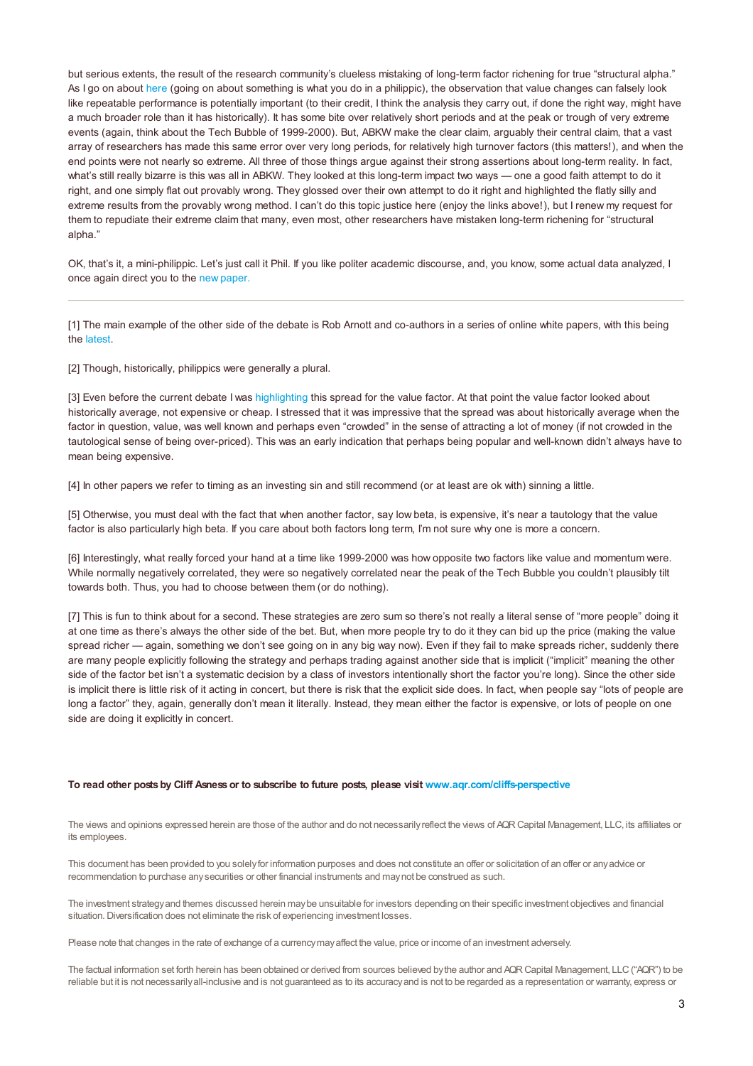but serious extents, the result of the research community's clueless mistaking of long-term factor richening for true "structural alpha." As I go on about here (going on about something is what you do in a philippic), the observation that value changes can falsely look like repeatable performance is potentially important (to their credit, I think the analysis they carry out, if done the right way, might have a much broader role than it has historically). It has some bite over relatively short periods and at the peak or trough of very extreme events (again, think about the Tech Bubble of 1999-2000). But, ABKW make the clear claim, arguably their central claim, that a vast array of researchers has made this same error over very long periods, for relatively high turnover factors (this matters!), and when the end points were not nearly so extreme. All three of those things argue against their strong assertions about long-term reality. In fact, what's still really bizarre is this was all in ABKW. They looked at this long-term impact two ways — one a good faith attempt to do it right, and one simply flat out provably wrong. They glossed over their own attempt to do it right and highlighted the flatly silly and extreme results from the provably wrong method. I can't do this topic justice here (enjoy the links above!), but I renew my request for them to repudiate their extreme claim that many, even most, other researchers have mistaken long-term richening for "structural alpha."

OK, that's it, a mini-philippic. Let's just call it Phil. If you like politer academic discourse, and, you know, some actual data analyzed, I once again direct you to the new paper.

---

[1] The main example of the other side of the debate is Rob Arnott and co-authors in a series of online white papers, with this being the latest.

[2] Though, historically, philippics were generally a plural.

[3] Even before the current debate I was highlighting this spread for the value factor. At that point the value factor looked about historically average, not expensive or cheap. I stressed that it was impressive that the spread was about historically average when the factor in question, value, was well known and perhaps even "crowded" in the sense of attracting a lot of money (if not crowded in the tautological sense of being over-priced). This was an early indication that perhaps being popular and well-known didn't always have to mean being expensive.

[4] In other papers we refer to timing as an investing sin and still recommend (or at least are ok with) sinning a little.

[5] Otherwise, you must deal with the fact that when another factor, say low beta, is expensive, it's near a tautology that the value factor is also particularly high beta. If you care about both factors long term, I'm not sure why one is more a concern.

[6] Interestingly, what really forced your hand at a time like 1999-2000 was how opposite two factors like value and momentum were. While normally negatively correlated, they were so negatively correlated near the peak of the Tech Bubble you couldn't plausibly tilt towards both. Thus, you had to choose between them (or do nothing).

[7] This is fun to think about for a second. These strategies are zero sum so there's not really a literal sense of "more people" doing it at one time as there's always the other side of the bet. But, when more people try to do it they can bid up the price (making the value spread richer — again, something we don't see going on in any big way now). Even if they fail to make spreads richer, suddenly there are many people explicitly following the strategy and perhaps trading against another side that is implicit ("implicit" meaning the other side of the factor bet isn't a systematic decision by a class of investors intentionally short the factor you're long). Since the other side is implicit there is little risk of it acting in concert, but there is risk that the explicit side does. In fact, when people say "lots of people are long a factor" they, again, generally don't mean it literally. Instead, they mean either the factor is expensive, or lots of people on one side are doing it explicitly in concert.

**To read other posts by Cliff Asness or to subscribe to future posts, please visit www.aqr.com/cliffs-perspective**

The views and opinions expressed herein are those of the author and do not necessarily reflect the views of AQR Capital Management, LLC, its affiliates or its employees.

This document has been provided to you solely for information purposes and does not constitute an offer or solicitation of an offer or any advice or recommendation to purchase any securities or other financial instruments and may not be construed as such.

The investment strategy and themes discussed herein may be unsuitable for investors depending on their specific investment objectives and financial situation. Diversification does not eliminate the risk of experiencing investment losses.

Please note that changes in the rate of exchange of a currency may affect the value, price or income of an investment adversely.

The factual information set forth herein has been obtained or derived from sources believed by the author and AQR Capital Management, LLC ("AQR") to be reliable but it is not necessarily all-inclusive and is not guaranteed as to its accuracy and is not to be regarded as a representation or warranty, express or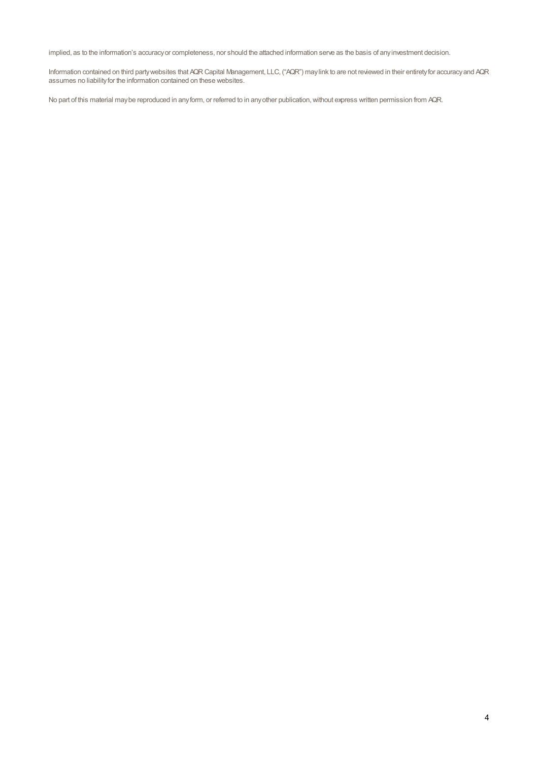implied, as to the information's accuracy or completeness, nor should the attached information serve as the basis of any investment decision.

Information contained on third party websites that AQR Capital Management, LLC, ("AQR") may link to are not reviewed in their entirety for accuracy and AQR assumes no liability for the information contained on these websites.

No part of this material may be reproduced in any form, or referred to in any other publication, without express written permission from AQR.